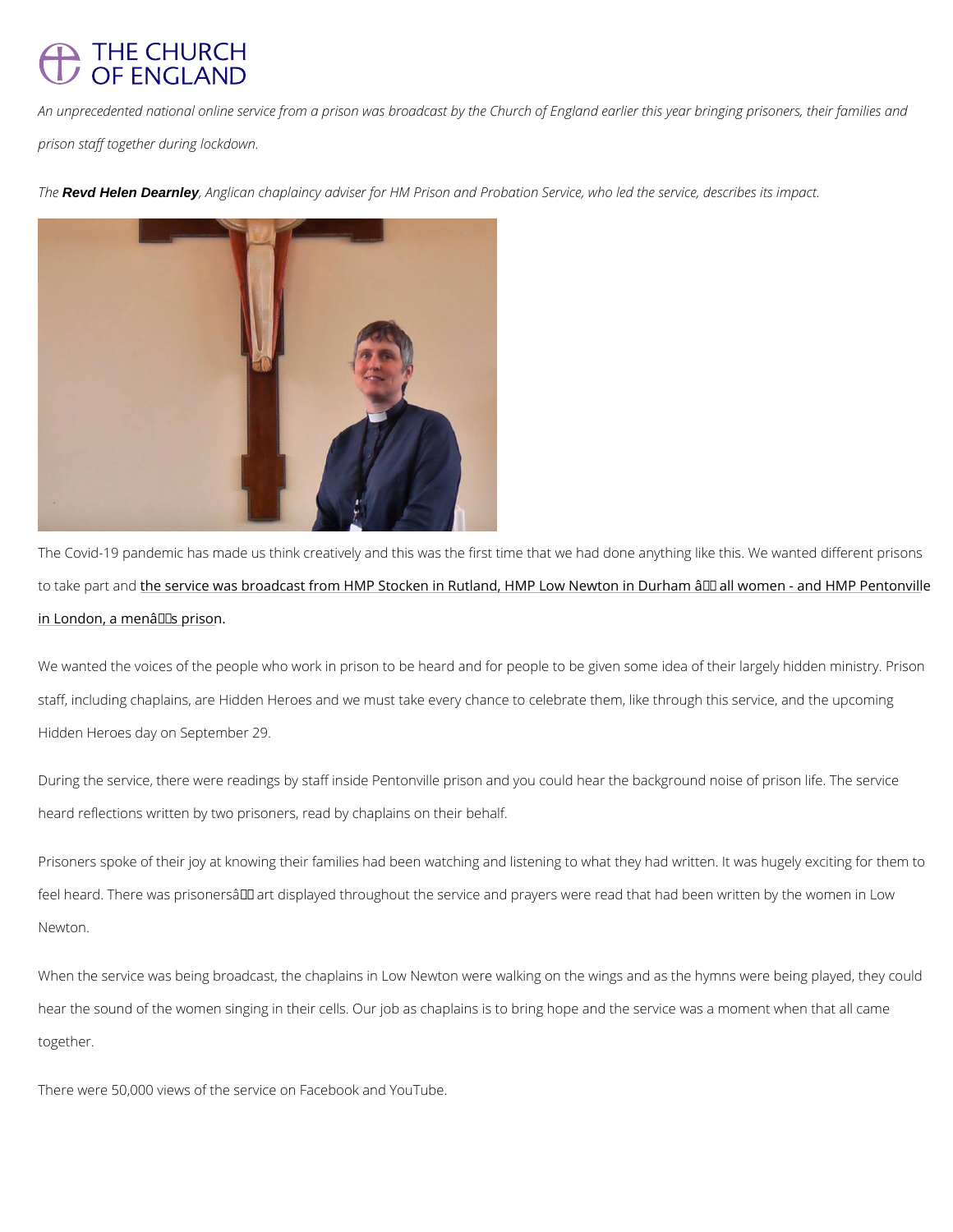An unprecedented national online service from a prison was broadcast by the Church of England earlier this year bringing prisoners, their families and prison staff together during lockdown.

*The* ***Revd Helen Dearnley****, Anglican chaplaincy adviser for HM Prison and Probation Service, who led the service, describes its impact.*

The Covid-19 pandemic has made us think creatively and this was the first time that we had done anything like this. We wanted different prisons to take part and the service was broadcast from HMP Stocken in Rutland, HMP Low Newton in Durham â all women - and HMP Pentonville in London, a menâs prison.

We wanted the voices of the people who work in prison to be heard and for people to be given some idea of their largely hidden ministry. Prison staff, including chaplains, are Hidden Heroes and we must take every chance to celebrate them, like through this service, and the upcoming Hidden Heroes day on September 29.

During the service, there were readings by staff inside Pentonville prison and you could hear the background noise of prison life. The service heard reflections written by two prisoners, read by chaplains on their behalf.

Prisoners spoke of their joy at knowing their families had been watching and listening to what they had written. It was hugely exciting for them to feel heard. There was prisonersâ art displayed throughout the service and prayers were read that had been written by the women in Low Newton.

When the service was being broadcast, the chaplains in Low Newton were walking on the wings and as the hymns were being played, they could hear the sound of the women singing in their cells. Our job as chaplains is to bring hope and the service was a moment when that all came together.

There were 50,000 views of the service on Facebook and YouTube.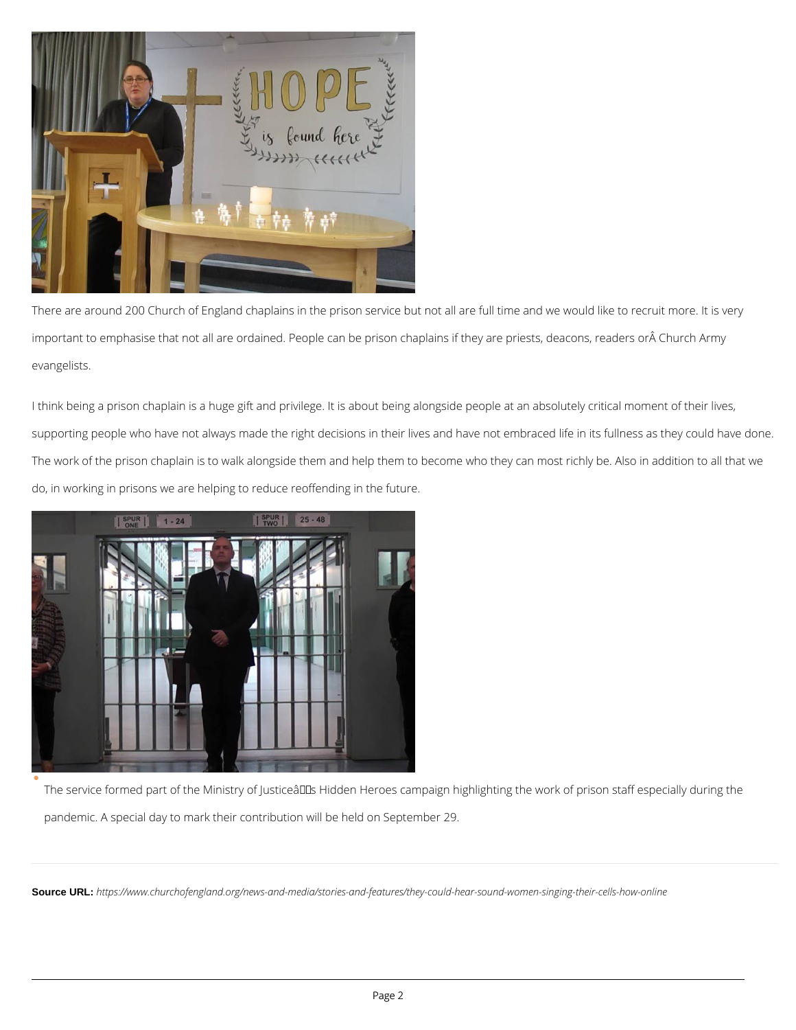There are around 200 Church of England chaplains in the prison service but not all are full time and we would like to recruit more. It is very important to emphasise that not all are ordained. People can be prison chaplains if they are priests, deacons, readers orÂ Church Army evangelists.

I think being a prison chaplain is a huge gift and privilege. It is about being alongside people at an absolutely critical moment of their lives, supporting people who have not always made the right decisions in their lives and have not embraced life in its fullness as they could have done. The work of the prison chaplain is to walk alongside them and help them to become who they can most richly be. Also in addition to all that we do, in working in prisons we are helping to reduce reoffending in the future.

- The service formed part of the Ministry of Justiceâs Hidden Heroes campaign highlighting the work of prison staff especially during the pandemic. A special day to mark their contribution will be held on September 29.

---

**Source URL:** *https://www.churchofengland.org/news-and-media/stories-and-features/they-could-hear-sound-women-singing-their-cells-how-online*